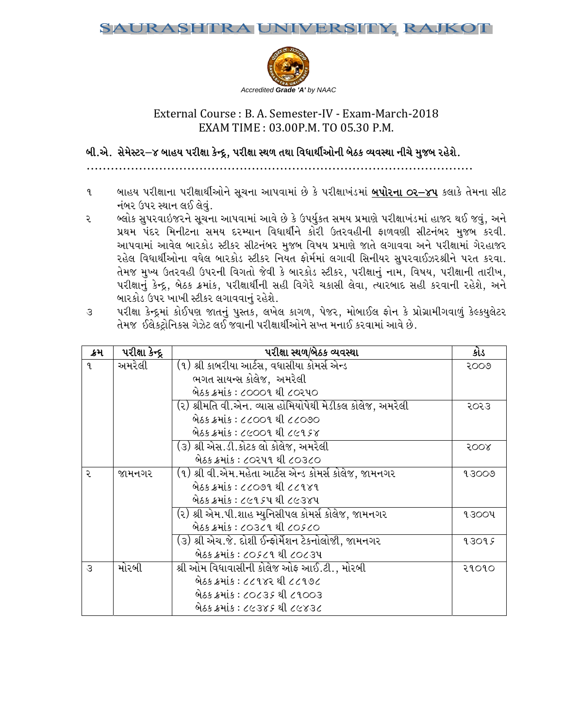# SAURASHTRA UNIVERSITY, RAJKOT

*Accredited **Grade 'A'** by NAAC*

## External Course : B. A. Semester-IV - Exam-March-2018
## EXAM TIME : 03.00P.M. TO 05.30 P.M.

### બી.એ. સેમેસ્ટર–૪ બાહય પરીક્ષા કેન્દ્ર, પરીક્ષા સ્થળ તથા વિધાર્થીઓની બેઠક વ્યવસ્થા નીચે મુજબ રહેશે.

.............................................................................................

૧ બાહય પરીક્ષાના પરીક્ષાર્થીઓને સૂચના આપવામાં છે કે પરીક્ષાખંડમાં **બપોરના ૦૨–૪૫** કલાકે તેમના સીટ નંબર ઉપર સ્થાન લઈ લેવું.

૨ બ્લોક સુપરવાઈજરને સૂચના આપવામાં આવે છે કે ઉપર્યુકત સમય પ્રમાણે પરીક્ષાખંડમાં હાજર થઈ જવું, અને પ્રથમ પંદર મિનીટના સમય દરમ્યાન વિધાર્થીને કોરી ઉતરવહીની ફાળવણી સીટનંબર મુજબ કરવી. આપવામાં આવેલ બારકોડ સ્ટીકર સીટનંબર મુજબ વિષય પ્રમાણે જાતે લગાવવા અને પરીક્ષામાં ગેરહાજર રહેલ વિધાર્થીઓના વધેલ બારકોડ સ્ટીકર નિયત ફોર્મમાં લગાવી સિનીયર સુપરવાઈઝરશ્રીને પરત કરવા. તેમજ મુખ્ય ઉતરવહી ઉપરની વિગતો જેવી કે બારકોડ સ્ટીકર, પરીક્ષાનું નામ, વિષય, પરીક્ષાની તારીખ, પરીક્ષાનું કેન્દ્ર, બેઠક ક્રમાંક, પરીક્ષાર્થીની સહી વિગેરે ચકાસી લેવા, ત્યારબાદ સહી કરવાની રહેશે, અને બારકોડ ઉપર ખાખી સ્ટીકર લગાવવાનું રહેશે.

૩ પરીક્ષા કેન્દ્રમાં કોઈપણ જાતનું પુસ્તક, લખેલ કાગળ, પેજર, મોબાઈલ ફોન કે પ્રોગ્રામીંગવાળું કેલ્કયુલેટર તેમજ ઈલેકટ્રોનિકસ ગેઝેટ લઈ જવાની પરીક્ષાર્થીઓને સખ્ત મનાઈ કરવામાં આવે છે.

| ક્રમ | પરીક્ષા કેન્દ્ર | પરીક્ષા સ્થળ/બેઠક વ્યવસ્થા | કોડ |
|---|---|---|---|
| ૧ | અમરેલી | (૧) શ્રી કાબરીયા આર્ટસ, વઘાસીયા કોમર્સ એન્ડ ભગત સાયન્સ કોલેજ, અમરેલી<br>બેઠક ક્રમાંક : ૮૦૦૦૧ થી ૮૦૨૫૦ | ૨૦૦૭ |
| | | (૨) શ્રીમતિ વી.એન. વ્યાસ હોમિયોપેથી મેડીકલ કોલેજ, અમરેલી<br>બેઠક ક્રમાંક : ૮૮૦૦૧ થી ૮૮૦૭૦<br>બેઠક ક્રમાંક : ૮૯૦૦૧ થી ૮૯૧૬૪ | ૨૦૨૩ |
| | | (૩) શ્રી એસ.ડી.કોટક લો કોલેજ, અમરેલી<br>બેઠક ક્રમાંક : ૮૦૨૫૧ થી ૮૦૩૮૦ | ૨૦૦૪ |
| ૨ | જામનગર | (૧) શ્રી વી.એમ.મહેતા આર્ટસ એન્ડ કોમર્સ કોલેજ, જામનગર<br>બેઠક ક્રમાંક : ૮૮૦૭૧ થી ૮૮૧૪૧<br>બેઠક ક્રમાંક : ૮૯૧૬૫ થી ૮૯૩૪૫ | ૧૩૦૦૭ |
| | | (૨) શ્રી એમ.પી.શાહ મ્યુનિસીપલ કોમર્સ કોલેજ, જામનગર<br>બેઠક ક્રમાંક : ૮૦૩૮૧ થી ૮૦૬૮૦ | ૧૩૦૦૫ |
| | | (૩) શ્રી એચ.જે. દોશી ઈન્ફોર્મેશન ટેકનોલોજી, જામનગર<br>બેઠક ક્રમાંક : ૮૦૬૮૧ થી ૮૦૮૩૫ | ૧૩૦૧૬ |
| ૩ | મોરબી | શ્રી ઓમ વિધાવાસીની કોલેજ ઓફ આઈ.ટી., મોરબી<br>બેઠક ક્રમાંક : ૮૮૧૪૨ થી ૮૮૧૭૮<br>બેઠક ક્રમાંક : ૮૦૮૩૬ થી ૮૧૦૦૩<br>બેઠક ક્રમાંક : ૮૯૩૪૬ થી ૮૯૪૩૮ | ૨૧૦૧૦ |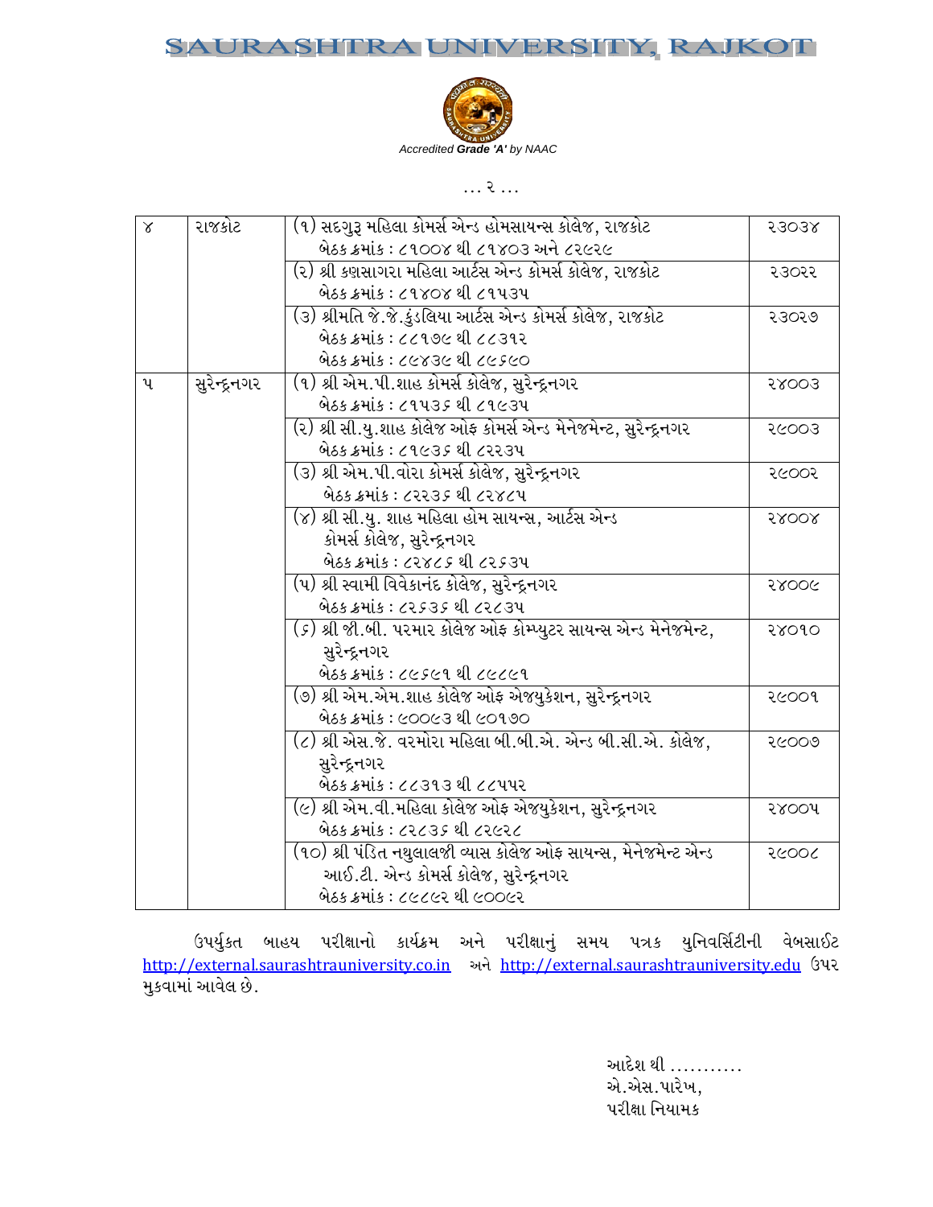… ૨ …

| ૪ | રાજકોટ | (૧) સદગુરૂ મહિલા કોમર્સ એન્ડ હોમસાયન્સ કોલેજ, રાજકોટ<br>બેઠક ક્રમાંક : ૮૧૦૦૪ થી ૮૧૪૦૩ અને ૮૨૯૨૯ | ૨૩૦૩૪ |
|---|---|---|---|
| | | (૨) શ્રી કણસાગરા મહિલા આર્ટસ એન્ડ કોમર્સ કોલેજ, રાજકોટ<br>બેઠક ક્રમાંક : ૮૧૪૦૪ થી ૮૧૫૩૫ | ૨૩૦૨૨ |
| | | (૩) શ્રીમતિ જે.જે.કુંડલિયા આર્ટસ એન્ડ કોમર્સ કોલેજ, રાજકોટ<br>બેઠક ક્રમાંક : ૮૮૧૭૯ થી ૮૮૩૧૨<br>બેઠક ક્રમાંક : ૮૯૪૩૯ થી ૮૯૬૯૦ | ૨૩૦૨૭ |
| ૫ | સુરેન્દ્રનગર | (૧) શ્રી એમ.પી.શાહ કોમર્સ કોલેજ, સુરેન્દ્રનગર<br>બેઠક ક્રમાંક : ૮૧૫૩૬ થી ૮૧૯૩૫ | ૨૪૦૦૩ |
| | | (૨) શ્રી સી.યુ.શાહ કોલેજ ઓફ કોમર્સ એન્ડ મેનેજમેન્ટ, સુરેન્દ્રનગર<br>બેઠક ક્રમાંક : ૮૧૯૩૬ થી ૮૨૨૩૫ | ૨૯૦૦૩ |
| | | (૩) શ્રી એમ.પી.વોરા કોમર્સ કોલેજ, સુરેન્દ્રનગર<br>બેઠક ક્રમાંક : ૮૨૨૩૬ થી ૮૨૪૮૫ | ૨૯૦૦૨ |
| | | (૪) શ્રી સી.યુ. શાહ મહિલા હોમ સાયન્સ, આર્ટસ એન્ડ<br>કોમર્સ કોલેજ, સુરેન્દ્રનગર<br>બેઠક ક્રમાંક : ૮૨૪૮૬ થી ૮૨૬૩૫ | ૨૪૦૦૪ |
| | | (૫) શ્રી સ્વામી વિવેકાનંદ કોલેજ, સુરેન્દ્રનગર<br>બેઠક ક્રમાંક : ૮૨૬૩૬ થી ૮૨૮૩૫ | ૨૪૦૦૯ |
| | | (૬) શ્રી જી.બી. પરમાર કોલેજ ઓફ કોમ્પ્યુટર સાયન્સ એન્ડ મેનેજમેન્ટ,<br>સુરેન્દ્રનગર<br>બેઠક ક્રમાંક : ૮૯૬૯૧ થી ૮૯૮૯૧ | ૨૪૦૧૦ |
| | | (૭) શ્રી એમ.એમ.શાહ કોલેજ ઓફ એજયુકેશન, સુરેન્દ્રનગર<br>બેઠક ક્રમાંક : ૯૦૦૯૩ થી ૯૦૧૭૦ | ૨૯૦૦૧ |
| | | (૮) શ્રી એસ.જે. વરમોરા મહિલા બી.બી.એ. એન્ડ બી.સી.એ. કોલેજ,<br>સુરેન્દ્રનગર<br>બેઠક ક્રમાંક : ૮૮૩૧૩ થી ૮૮૫૫૨ | ૨૯૦૦૭ |
| | | (૯) શ્રી એમ.વી.મહિલા કોલેજ ઓફ એજયુકેશન, સુરેન્દ્રનગર<br>બેઠક ક્રમાંક : ૮૨૮૩૬ થી ૮૨૯૨૮ | ૨૪૦૦૫ |
| | | (૧૦) શ્રી પંડિત નથુલાલજી વ્યાસ કોલેજ ઓફ સાયન્સ, મેનેજમેન્ટ એન્ડ<br>આઈ.ટી. એન્ડ કોમર્સ કોલેજ, સુરેન્દ્રનગર<br>બેઠક ક્રમાંક : ૮૯૮૯૨ થી ૯૦૦૯૨ | ૨૯૦૦૮ |

ઉપર્યુકત બાહય પરીક્ષાનો કાર્યક્રમ અને પરીક્ષાનું સમય પત્રક યુનિવર્સિટીની વેબસાઈટ http://external.saurashtrauniversity.co.in અને http://external.saurashtrauniversity.edu ઉપર મુકવામાં આવેલ છે.

આદેશ થી ………..
એ.એસ.પારેખ,
પરીક્ષા નિયામક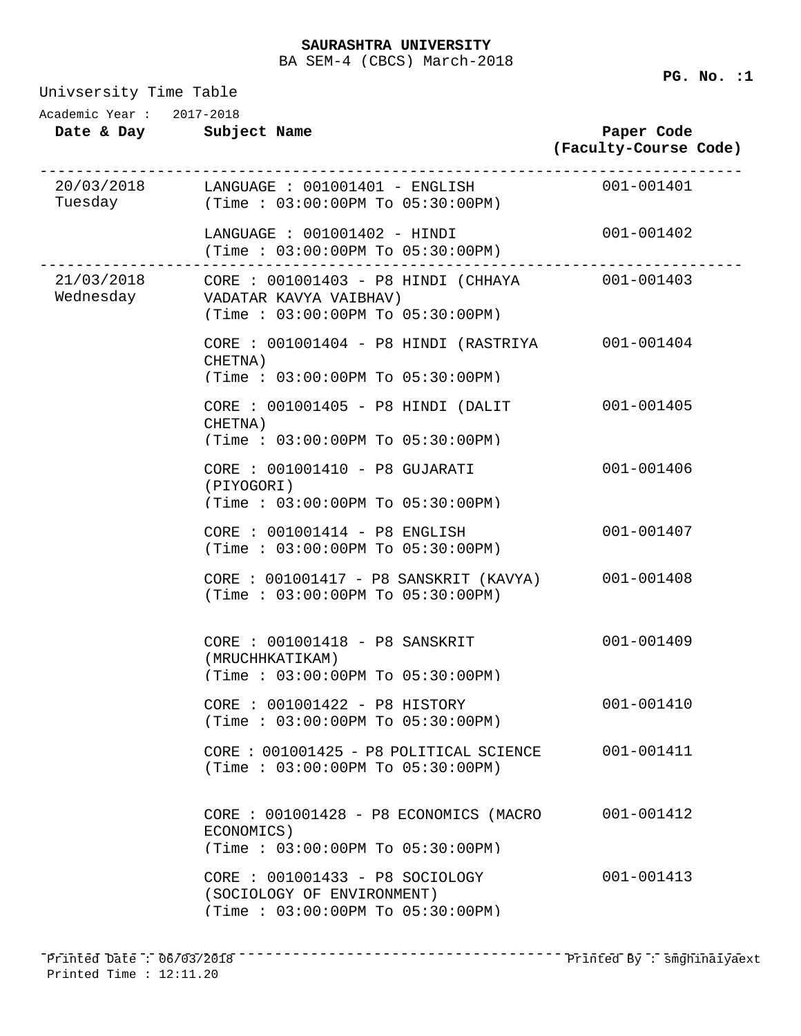**SAURASHTRA UNIVERSITY**

BA SEM-4 (CBCS) March-2018

Univsersity Time Table

Academic Year : 2017-2018

| Date & Day | Subject Name | Paper Code (Faculty-Course Code) |
|---|---|---|
| 20/03/2018 Tuesday | LANGUAGE : 001001401 - ENGLISH (Time : 03:00:00PM To 05:30:00PM) | 001-001401 |
| | LANGUAGE : 001001402 - HINDI (Time : 03:00:00PM To 05:30:00PM) | 001-001402 |
| 21/03/2018 Wednesday | CORE : 001001403 - P8 HINDI (CHHAYA VADATAR KAVYA VAIBHAV) (Time : 03:00:00PM To 05:30:00PM) | 001-001403 |
| | CORE : 001001404 - P8 HINDI (RASTRIYA CHETNA) (Time : 03:00:00PM To 05:30:00PM) | 001-001404 |
| | CORE : 001001405 - P8 HINDI (DALIT CHETNA) (Time : 03:00:00PM To 05:30:00PM) | 001-001405 |
| | CORE : 001001410 - P8 GUJARATI (PIYOGORI) (Time : 03:00:00PM To 05:30:00PM) | 001-001406 |
| | CORE : 001001414 - P8 ENGLISH (Time : 03:00:00PM To 05:30:00PM) | 001-001407 |
| | CORE : 001001417 - P8 SANSKRIT (KAVYA) (Time : 03:00:00PM To 05:30:00PM) | 001-001408 |
| | CORE : 001001418 - P8 SANSKRIT (MRUCHHKATIKAM) (Time : 03:00:00PM To 05:30:00PM) | 001-001409 |
| | CORE : 001001422 - P8 HISTORY (Time : 03:00:00PM To 05:30:00PM) | 001-001410 |
| | CORE : 001001425 - P8 POLITICAL SCIENCE (Time : 03:00:00PM To 05:30:00PM) | 001-001411 |
| | CORE : 001001428 - P8 ECONOMICS (MACRO ECONOMICS) (Time : 03:00:00PM To 05:30:00PM) | 001-001412 |
| | CORE : 001001433 - P8 SOCIOLOGY (SOCIOLOGY OF ENVIRONMENT) (Time : 03:00:00PM To 05:30:00PM) | 001-001413 |

Printed Date : 06/03/2018 Printed By : smghinaiyaext

Printed Time : 12:11.20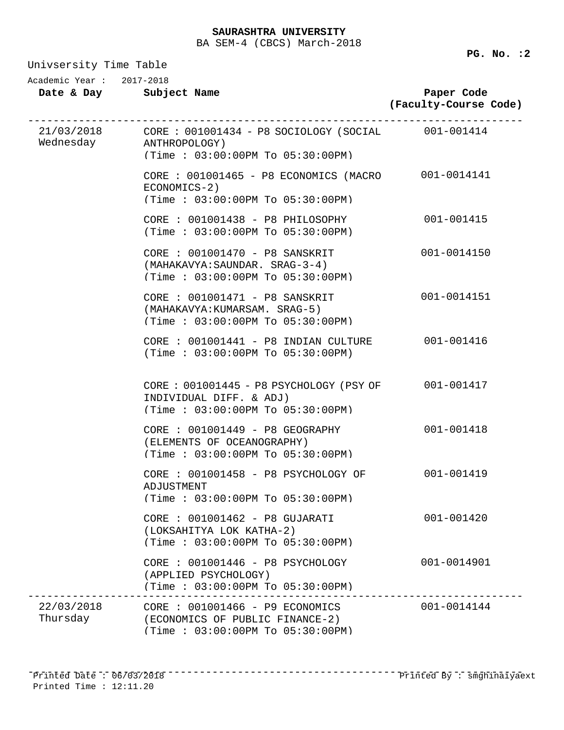**SAURASHTRA UNIVERSITY**

BA SEM-4 (CBCS) March-2018

Univsersity Time Table

Academic Year : 2017-2018

| Date & Day | Subject Name | Paper Code (Faculty-Course Code) |
|---|---|---|
| 21/03/2018 Wednesday | CORE : 001001434 - P8 SOCIOLOGY (SOCIAL ANTHROPOLOGY) (Time : 03:00:00PM To 05:30:00PM) | 001-001414 |
| | CORE : 001001465 - P8 ECONOMICS (MACRO ECONOMICS-2) (Time : 03:00:00PM To 05:30:00PM) | 001-0014141 |
| | CORE : 001001438 - P8 PHILOSOPHY (Time : 03:00:00PM To 05:30:00PM) | 001-001415 |
| | CORE : 001001470 - P8 SANSKRIT (MAHAKAVYA:SAUNDAR. SRAG-3-4) (Time : 03:00:00PM To 05:30:00PM) | 001-0014150 |
| | CORE : 001001471 - P8 SANSKRIT (MAHAKAVYA:KUMARSAM. SRAG-5) (Time : 03:00:00PM To 05:30:00PM) | 001-0014151 |
| | CORE : 001001441 - P8 INDIAN CULTURE (Time : 03:00:00PM To 05:30:00PM) | 001-001416 |
| | CORE : 001001445 - P8 PSYCHOLOGY (PSY OF INDIVIDUAL DIFF. & ADJ) (Time : 03:00:00PM To 05:30:00PM) | 001-001417 |
| | CORE : 001001449 - P8 GEOGRAPHY (ELEMENTS OF OCEANOGRAPHY) (Time : 03:00:00PM To 05:30:00PM) | 001-001418 |
| | CORE : 001001458 - P8 PSYCHOLOGY OF ADJUSTMENT (Time : 03:00:00PM To 05:30:00PM) | 001-001419 |
| | CORE : 001001462 - P8 GUJARATI (LOKSAHITYA LOK KATHA-2) (Time : 03:00:00PM To 05:30:00PM) | 001-001420 |
| | CORE : 001001446 - P8 PSYCHOLOGY (APPLIED PSYCHOLOGY) (Time : 03:00:00PM To 05:30:00PM) | 001-0014901 |
| 22/03/2018 Thursday | CORE : 001001466 - P9 ECONOMICS (ECONOMICS OF PUBLIC FINANCE-2) (Time : 03:00:00PM To 05:30:00PM) | 001-0014144 |

Printed Date : 06/03/2018 Printed By : smghinaiyaext

Printed Time : 12:11.20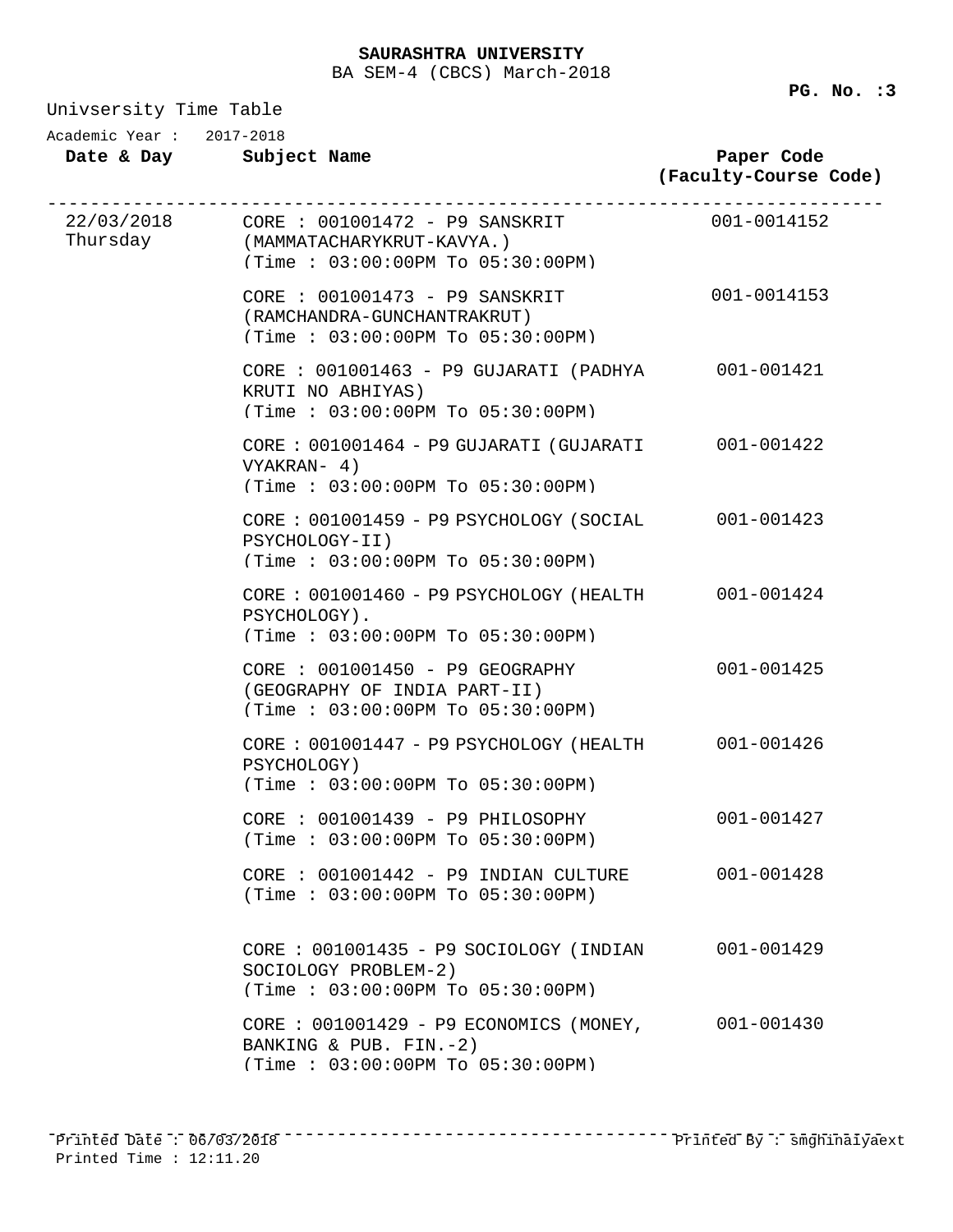**SAURASHTRA UNIVERSITY**

BA SEM-4 (CBCS) March-2018

Univsersity Time Table

Academic Year : 2017-2018

| Date & Day | Subject Name | Paper Code (Faculty-Course Code) |
|---|---|---|
| 22/03/2018 Thursday | CORE : 001001472 - P9 SANSKRIT (MAMMATACHARYKRUT-KAVYA.) (Time : 03:00:00PM To 05:30:00PM) | 001-0014152 |
| | CORE : 001001473 - P9 SANSKRIT (RAMCHANDRA-GUNCHANTRAKRUT) (Time : 03:00:00PM To 05:30:00PM) | 001-0014153 |
| | CORE : 001001463 - P9 GUJARATI (PADHYA KRUTI NO ABHIYAS) (Time : 03:00:00PM To 05:30:00PM) | 001-001421 |
| | CORE : 001001464 - P9 GUJARATI (GUJARATI VYAKRAN- 4) (Time : 03:00:00PM To 05:30:00PM) | 001-001422 |
| | CORE : 001001459 - P9 PSYCHOLOGY (SOCIAL PSYCHOLOGY-II) (Time : 03:00:00PM To 05:30:00PM) | 001-001423 |
| | CORE : 001001460 - P9 PSYCHOLOGY (HEALTH PSYCHOLOGY). (Time : 03:00:00PM To 05:30:00PM) | 001-001424 |
| | CORE : 001001450 - P9 GEOGRAPHY (GEOGRAPHY OF INDIA PART-II) (Time : 03:00:00PM To 05:30:00PM) | 001-001425 |
| | CORE : 001001447 - P9 PSYCHOLOGY (HEALTH PSYCHOLOGY) (Time : 03:00:00PM To 05:30:00PM) | 001-001426 |
| | CORE : 001001439 - P9 PHILOSOPHY (Time : 03:00:00PM To 05:30:00PM) | 001-001427 |
| | CORE : 001001442 - P9 INDIAN CULTURE (Time : 03:00:00PM To 05:30:00PM) | 001-001428 |
| | CORE : 001001435 - P9 SOCIOLOGY (INDIAN SOCIOLOGY PROBLEM-2) (Time : 03:00:00PM To 05:30:00PM) | 001-001429 |
| | CORE : 001001429 - P9 ECONOMICS (MONEY, BANKING & PUB. FIN.-2) (Time : 03:00:00PM To 05:30:00PM) | 001-001430 |

Printed Date : 06/03/2018 Printed By : smghinaiyaext
Printed Time : 12:11.20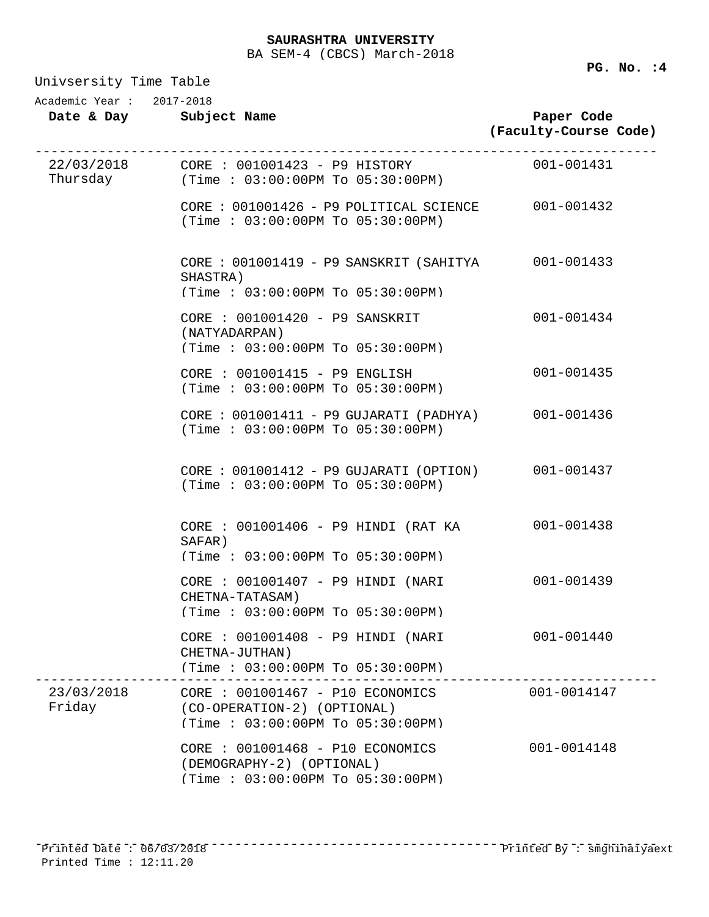**SAURASHTRA UNIVERSITY**

BA SEM-4 (CBCS) March-2018

Univsersity Time Table

Academic Year : 2017-2018

| Date & Day | Subject Name | Paper Code (Faculty-Course Code) |
|---|---|---|
| 22/03/2018 Thursday | CORE : 001001423 - P9 HISTORY (Time : 03:00:00PM To 05:30:00PM) | 001-001431 |
| | CORE : 001001426 - P9 POLITICAL SCIENCE (Time : 03:00:00PM To 05:30:00PM) | 001-001432 |
| | CORE : 001001419 - P9 SANSKRIT (SAHITYA SHASTRA) (Time : 03:00:00PM To 05:30:00PM) | 001-001433 |
| | CORE : 001001420 - P9 SANSKRIT (NATYADARPAN) (Time : 03:00:00PM To 05:30:00PM) | 001-001434 |
| | CORE : 001001415 - P9 ENGLISH (Time : 03:00:00PM To 05:30:00PM) | 001-001435 |
| | CORE : 001001411 - P9 GUJARATI (PADHYA) (Time : 03:00:00PM To 05:30:00PM) | 001-001436 |
| | CORE : 001001412 - P9 GUJARATI (OPTION) (Time : 03:00:00PM To 05:30:00PM) | 001-001437 |
| | CORE : 001001406 - P9 HINDI (RAT KA SAFAR) (Time : 03:00:00PM To 05:30:00PM) | 001-001438 |
| | CORE : 001001407 - P9 HINDI (NARI CHETNA-TATASAM) (Time : 03:00:00PM To 05:30:00PM) | 001-001439 |
| | CORE : 001001408 - P9 HINDI (NARI CHETNA-JUTHAN) (Time : 03:00:00PM To 05:30:00PM) | 001-001440 |
| 23/03/2018 Friday | CORE : 001001467 - P10 ECONOMICS (CO-OPERATION-2) (OPTIONAL) (Time : 03:00:00PM To 05:30:00PM) | 001-0014147 |
| | CORE : 001001468 - P10 ECONOMICS (DEMOGRAPHY-2) (OPTIONAL) (Time : 03:00:00PM To 05:30:00PM) | 001-0014148 |

Printed Date : 06/03/2018 Printed By : smghinaiyaext

Printed Time : 12:11.20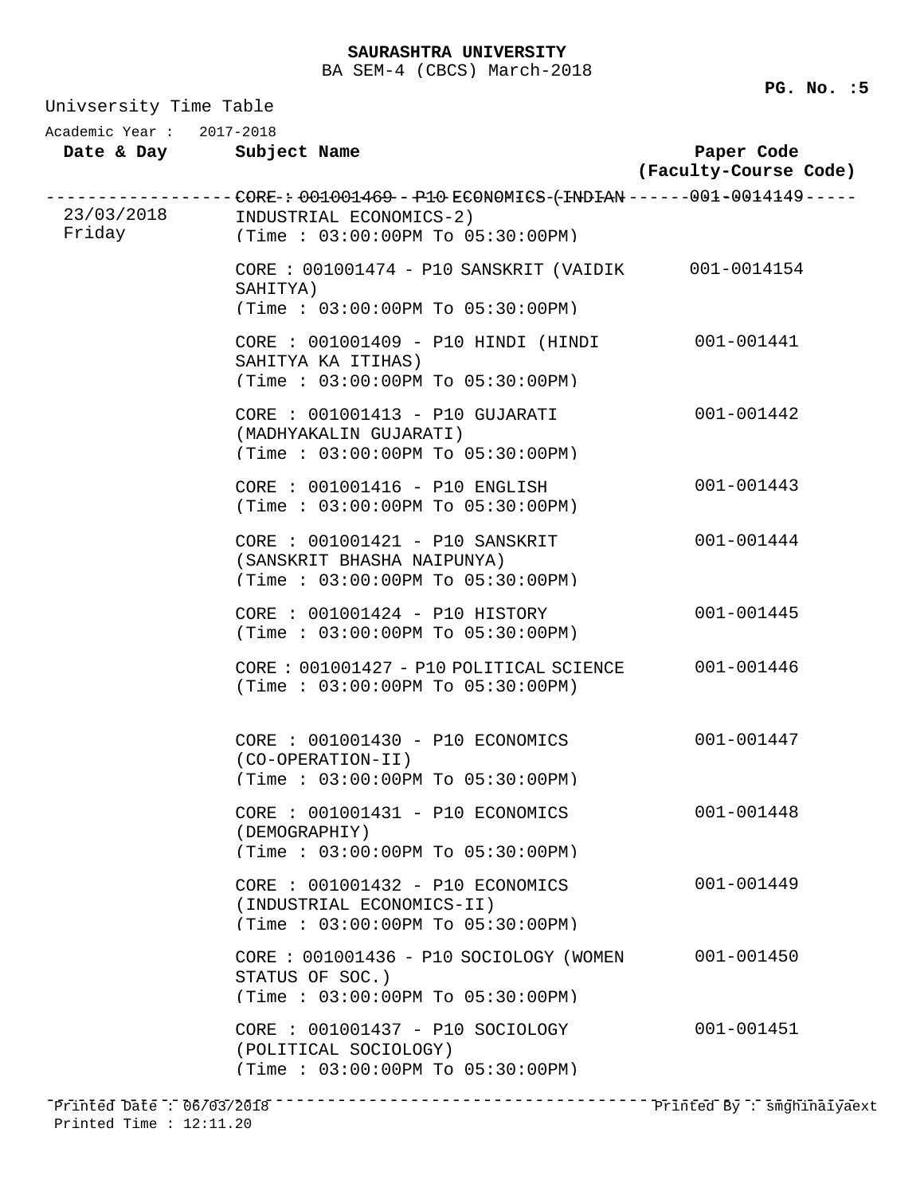**SAURASHTRA UNIVERSITY**

BA SEM-4 (CBCS) March-2018

Univsersity Time Table

Academic Year : 2017-2018

| Date & Day | Subject Name | Paper Code (Faculty-Course Code) |
|---|---|---|
| 23/03/2018 Friday | CORE : 001001469 - P10 ECONOMICS (INDIAN INDUSTRIAL ECONOMICS-2) (Time : 03:00:00PM To 05:30:00PM) | 001-0014149 |
| | CORE : 001001474 - P10 SANSKRIT (VAIDIK SAHITYA) (Time : 03:00:00PM To 05:30:00PM) | 001-0014154 |
| | CORE : 001001409 - P10 HINDI (HINDI SAHITYA KA ITIHAS) (Time : 03:00:00PM To 05:30:00PM) | 001-001441 |
| | CORE : 001001413 - P10 GUJARATI (MADHYAKALIN GUJARATI) (Time : 03:00:00PM To 05:30:00PM) | 001-001442 |
| | CORE : 001001416 - P10 ENGLISH (Time : 03:00:00PM To 05:30:00PM) | 001-001443 |
| | CORE : 001001421 - P10 SANSKRIT (SANSKRIT BHASHA NAIPUNYA) (Time : 03:00:00PM To 05:30:00PM) | 001-001444 |
| | CORE : 001001424 - P10 HISTORY (Time : 03:00:00PM To 05:30:00PM) | 001-001445 |
| | CORE : 001001427 - P10 POLITICAL SCIENCE (Time : 03:00:00PM To 05:30:00PM) | 001-001446 |
| | CORE : 001001430 - P10 ECONOMICS (CO-OPERATION-II) (Time : 03:00:00PM To 05:30:00PM) | 001-001447 |
| | CORE : 001001431 - P10 ECONOMICS (DEMOGRAPHIY) (Time : 03:00:00PM To 05:30:00PM) | 001-001448 |
| | CORE : 001001432 - P10 ECONOMICS (INDUSTRIAL ECONOMICS-II) (Time : 03:00:00PM To 05:30:00PM) | 001-001449 |
| | CORE : 001001436 - P10 SOCIOLOGY (WOMEN STATUS OF SOC.) (Time : 03:00:00PM To 05:30:00PM) | 001-001450 |
| | CORE : 001001437 - P10 SOCIOLOGY (POLITICAL SOCIOLOGY) (Time : 03:00:00PM To 05:30:00PM) | 001-001451 |

Printed Date : 06/03/2018 Printed By : smghinaiyaext

Printed Time : 12:11.20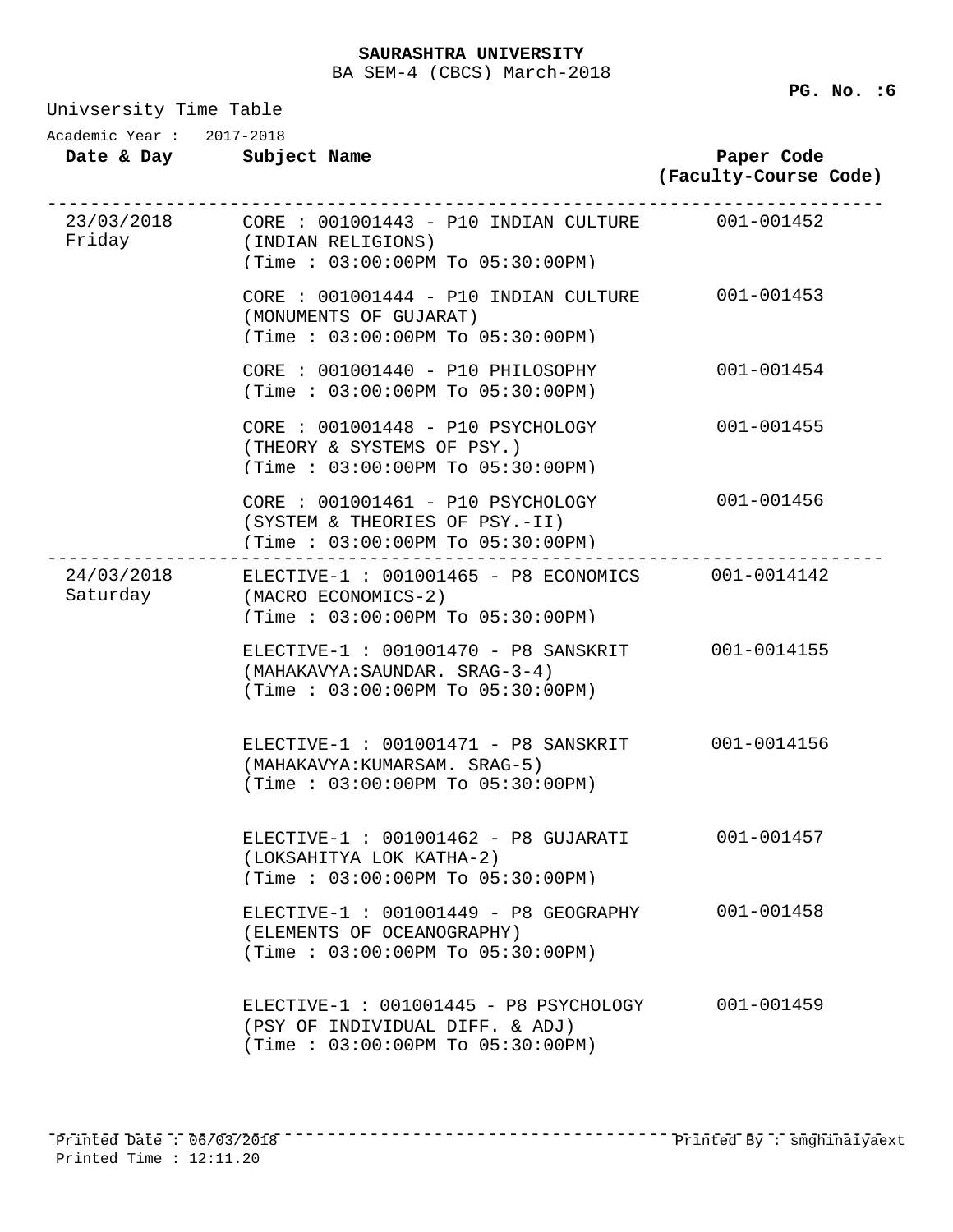**SAURASHTRA UNIVERSITY**

BA SEM-4 (CBCS) March-2018

Univsersity Time Table

Academic Year : 2017-2018

| Date & Day | Subject Name | Paper Code (Faculty-Course Code) |
|---|---|---|
| 23/03/2018 Friday | CORE : 001001443 - P10 INDIAN CULTURE (INDIAN RELIGIONS) (Time : 03:00:00PM To 05:30:00PM) | 001-001452 |
| | CORE : 001001444 - P10 INDIAN CULTURE (MONUMENTS OF GUJARAT) (Time : 03:00:00PM To 05:30:00PM) | 001-001453 |
| | CORE : 001001440 - P10 PHILOSOPHY (Time : 03:00:00PM To 05:30:00PM) | 001-001454 |
| | CORE : 001001448 - P10 PSYCHOLOGY (THEORY & SYSTEMS OF PSY.) (Time : 03:00:00PM To 05:30:00PM) | 001-001455 |
| | CORE : 001001461 - P10 PSYCHOLOGY (SYSTEM & THEORIES OF PSY.-II) (Time : 03:00:00PM To 05:30:00PM) | 001-001456 |
| 24/03/2018 Saturday | ELECTIVE-1 : 001001465 - P8 ECONOMICS (MACRO ECONOMICS-2) (Time : 03:00:00PM To 05:30:00PM) | 001-0014142 |
| | ELECTIVE-1 : 001001470 - P8 SANSKRIT (MAHAKAVYA:SAUNDAR. SRAG-3-4) (Time : 03:00:00PM To 05:30:00PM) | 001-0014155 |
| | ELECTIVE-1 : 001001471 - P8 SANSKRIT (MAHAKAVYA:KUMARSAM. SRAG-5) (Time : 03:00:00PM To 05:30:00PM) | 001-0014156 |
| | ELECTIVE-1 : 001001462 - P8 GUJARATI (LOKSAHITYA LOK KATHA-2) (Time : 03:00:00PM To 05:30:00PM) | 001-001457 |
| | ELECTIVE-1 : 001001449 - P8 GEOGRAPHY (ELEMENTS OF OCEANOGRAPHY) (Time : 03:00:00PM To 05:30:00PM) | 001-001458 |
| | ELECTIVE-1 : 001001445 - P8 PSYCHOLOGY (PSY OF INDIVIDUAL DIFF. & ADJ) (Time : 03:00:00PM To 05:30:00PM) | 001-001459 |

Printed Date : 06/03/2018
Printed Time : 12:11.20

Printed By : smghinaiyaext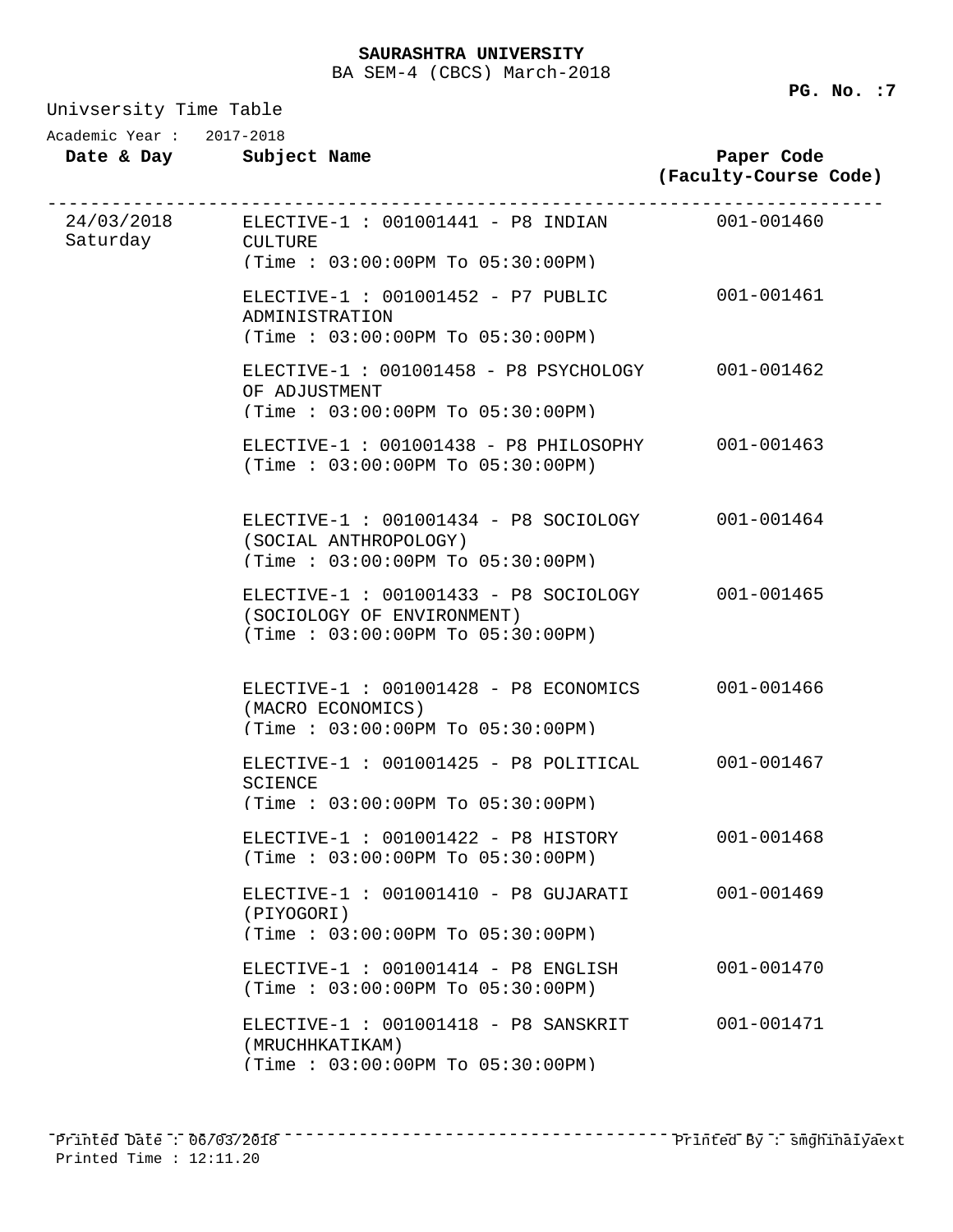**SAURASHTRA UNIVERSITY**

BA SEM-4 (CBCS) March-2018

Univsersity Time Table

Academic Year : 2017-2018

| Date & Day | Subject Name | Paper Code (Faculty-Course Code) |
|---|---|---|
| 24/03/2018 Saturday | ELECTIVE-1 : 001001441 - P8 INDIAN CULTURE (Time : 03:00:00PM To 05:30:00PM) | 001-001460 |
| | ELECTIVE-1 : 001001452 - P7 PUBLIC ADMINISTRATION (Time : 03:00:00PM To 05:30:00PM) | 001-001461 |
| | ELECTIVE-1 : 001001458 - P8 PSYCHOLOGY OF ADJUSTMENT (Time : 03:00:00PM To 05:30:00PM) | 001-001462 |
| | ELECTIVE-1 : 001001438 - P8 PHILOSOPHY (Time : 03:00:00PM To 05:30:00PM) | 001-001463 |
| | ELECTIVE-1 : 001001434 - P8 SOCIOLOGY (SOCIAL ANTHROPOLOGY) (Time : 03:00:00PM To 05:30:00PM) | 001-001464 |
| | ELECTIVE-1 : 001001433 - P8 SOCIOLOGY (SOCIOLOGY OF ENVIRONMENT) (Time : 03:00:00PM To 05:30:00PM) | 001-001465 |
| | ELECTIVE-1 : 001001428 - P8 ECONOMICS (MACRO ECONOMICS) (Time : 03:00:00PM To 05:30:00PM) | 001-001466 |
| | ELECTIVE-1 : 001001425 - P8 POLITICAL SCIENCE (Time : 03:00:00PM To 05:30:00PM) | 001-001467 |
| | ELECTIVE-1 : 001001422 - P8 HISTORY (Time : 03:00:00PM To 05:30:00PM) | 001-001468 |
| | ELECTIVE-1 : 001001410 - P8 GUJARATI (PIYOGORI) (Time : 03:00:00PM To 05:30:00PM) | 001-001469 |
| | ELECTIVE-1 : 001001414 - P8 ENGLISH (Time : 03:00:00PM To 05:30:00PM) | 001-001470 |
| | ELECTIVE-1 : 001001418 - P8 SANSKRIT (MRUCHHKATIKAM) (Time : 03:00:00PM To 05:30:00PM) | 001-001471 |

Printed Date : 06/03/2018
Printed Time : 12:11.20
Printed By : smghinaiyaext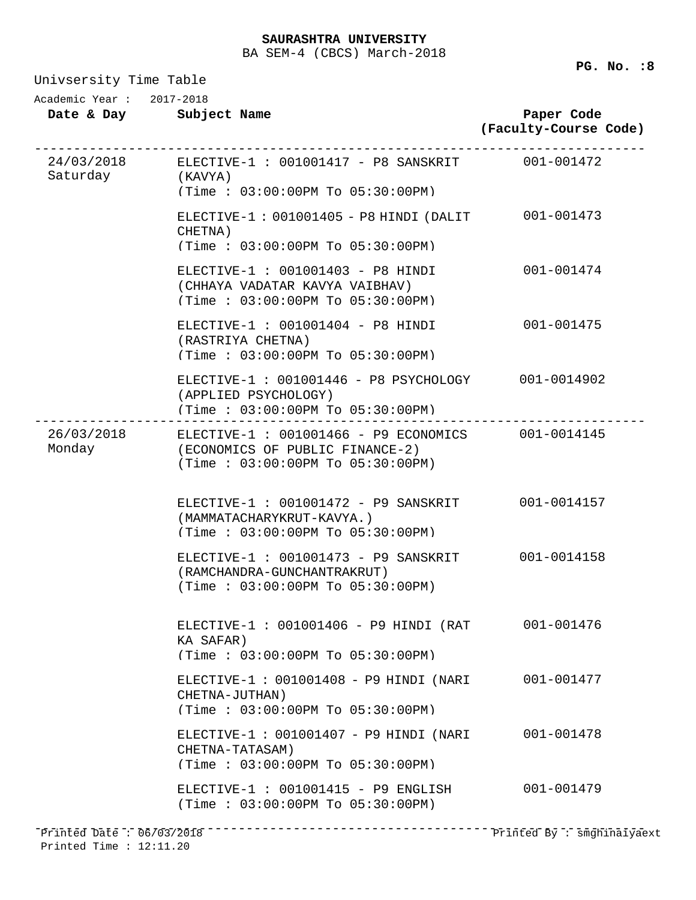**SAURASHTRA UNIVERSITY**
BA SEM-4 (CBCS) March-2018

Univsersity Time Table

Academic Year : 2017-2018

| Date & Day | Subject Name | Paper Code (Faculty-Course Code) |
|---|---|---|
| 24/03/2018 Saturday | ELECTIVE-1 : 001001417 - P8 SANSKRIT (KAVYA) (Time : 03:00:00PM To 05:30:00PM) | 001-001472 |
| | ELECTIVE-1 : 001001405 - P8 HINDI (DALIT CHETNA) (Time : 03:00:00PM To 05:30:00PM) | 001-001473 |
| | ELECTIVE-1 : 001001403 - P8 HINDI (CHHAYA VADATAR KAVYA VAIBHAV) (Time : 03:00:00PM To 05:30:00PM) | 001-001474 |
| | ELECTIVE-1 : 001001404 - P8 HINDI (RASTRIYA CHETNA) (Time : 03:00:00PM To 05:30:00PM) | 001-001475 |
| | ELECTIVE-1 : 001001446 - P8 PSYCHOLOGY (APPLIED PSYCHOLOGY) (Time : 03:00:00PM To 05:30:00PM) | 001-0014902 |
| 26/03/2018 Monday | ELECTIVE-1 : 001001466 - P9 ECONOMICS (ECONOMICS OF PUBLIC FINANCE-2) (Time : 03:00:00PM To 05:30:00PM) | 001-0014145 |
| | ELECTIVE-1 : 001001472 - P9 SANSKRIT (MAMMATACHARYKRUT-KAVYA.) (Time : 03:00:00PM To 05:30:00PM) | 001-0014157 |
| | ELECTIVE-1 : 001001473 - P9 SANSKRIT (RAMCHANDRA-GUNCHANTRAKRUT) (Time : 03:00:00PM To 05:30:00PM) | 001-0014158 |
| | ELECTIVE-1 : 001001406 - P9 HINDI (RAT KA SAFAR) (Time : 03:00:00PM To 05:30:00PM) | 001-001476 |
| | ELECTIVE-1 : 001001408 - P9 HINDI (NARI CHETNA-JUTHAN) (Time : 03:00:00PM To 05:30:00PM) | 001-001477 |
| | ELECTIVE-1 : 001001407 - P9 HINDI (NARI CHETNA-TATASAM) (Time : 03:00:00PM To 05:30:00PM) | 001-001478 |
| | ELECTIVE-1 : 001001415 - P9 ENGLISH (Time : 03:00:00PM To 05:30:00PM) | 001-001479 |

Printed Date : 06/03/2018
Printed Time : 12:11.20
Printed By : smghinaiyaext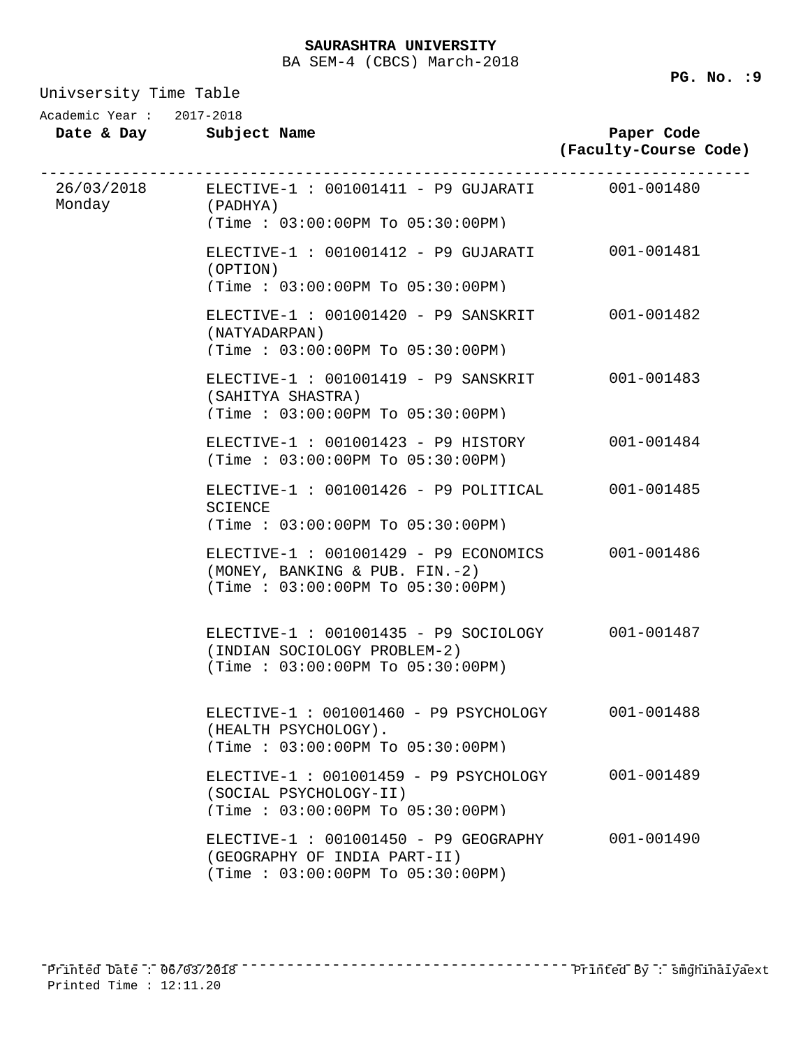**SAURASHTRA UNIVERSITY**

BA SEM-4 (CBCS) March-2018

Univsersity Time Table

Academic Year : 2017-2018

| Date & Day | Subject Name | Paper Code (Faculty-Course Code) |
|---|---|---|
| 26/03/2018 Monday | ELECTIVE-1 : 001001411 - P9 GUJARATI (PADHYA) (Time : 03:00:00PM To 05:30:00PM) | 001-001480 |
| | ELECTIVE-1 : 001001412 - P9 GUJARATI (OPTION) (Time : 03:00:00PM To 05:30:00PM) | 001-001481 |
| | ELECTIVE-1 : 001001420 - P9 SANSKRIT (NATYADARPAN) (Time : 03:00:00PM To 05:30:00PM) | 001-001482 |
| | ELECTIVE-1 : 001001419 - P9 SANSKRIT (SAHITYA SHASTRA) (Time : 03:00:00PM To 05:30:00PM) | 001-001483 |
| | ELECTIVE-1 : 001001423 - P9 HISTORY (Time : 03:00:00PM To 05:30:00PM) | 001-001484 |
| | ELECTIVE-1 : 001001426 - P9 POLITICAL SCIENCE (Time : 03:00:00PM To 05:30:00PM) | 001-001485 |
| | ELECTIVE-1 : 001001429 - P9 ECONOMICS (MONEY, BANKING & PUB. FIN.-2) (Time : 03:00:00PM To 05:30:00PM) | 001-001486 |
| | ELECTIVE-1 : 001001435 - P9 SOCIOLOGY (INDIAN SOCIOLOGY PROBLEM-2) (Time : 03:00:00PM To 05:30:00PM) | 001-001487 |
| | ELECTIVE-1 : 001001460 - P9 PSYCHOLOGY (HEALTH PSYCHOLOGY). (Time : 03:00:00PM To 05:30:00PM) | 001-001488 |
| | ELECTIVE-1 : 001001459 - P9 PSYCHOLOGY (SOCIAL PSYCHOLOGY-II) (Time : 03:00:00PM To 05:30:00PM) | 001-001489 |
| | ELECTIVE-1 : 001001450 - P9 GEOGRAPHY (GEOGRAPHY OF INDIA PART-II) (Time : 03:00:00PM To 05:30:00PM) | 001-001490 |

Printed Date : 06/03/2018
Printed Time : 12:11.20

Printed By : smghinaiyaext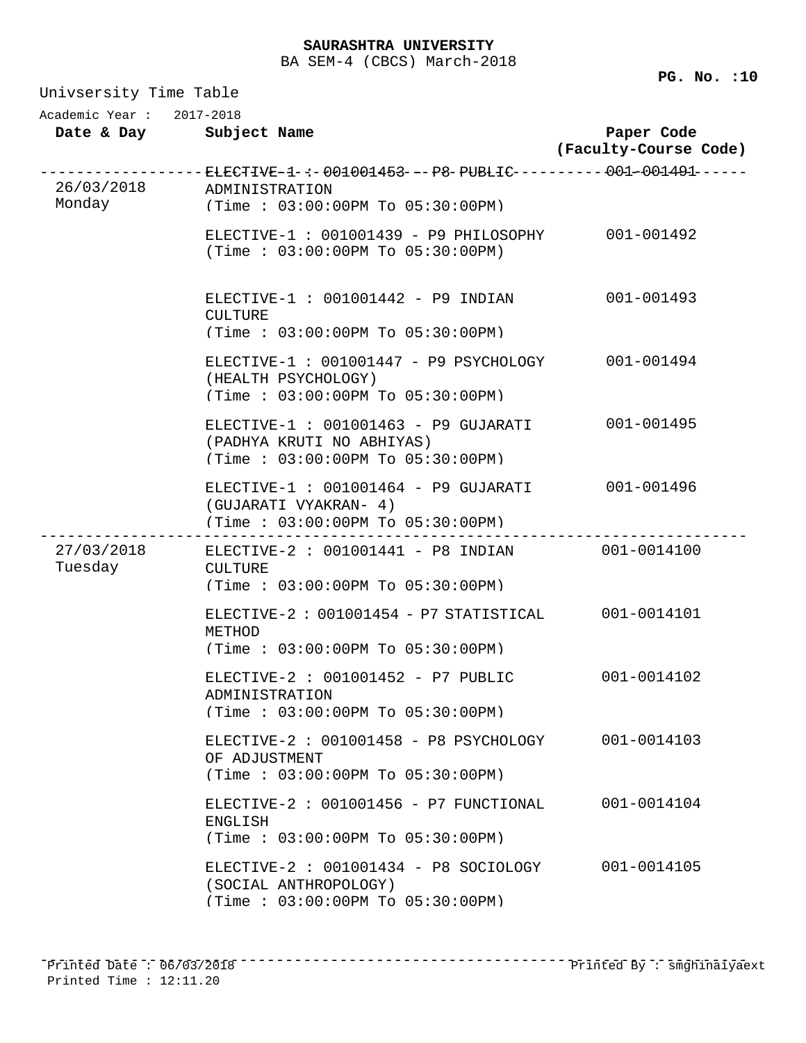**SAURASHTRA UNIVERSITY**

BA SEM-4 (CBCS) March-2018

**PG. No. :10**

Univsersity Time Table

Academic Year : 2017-2018

| Date & Day | Subject Name | Paper Code (Faculty-Course Code) |
|---|---|---|
| 26/03/2018 Monday | ELECTIVE-1 : 001001453 - P8 PUBLIC ADMINISTRATION (Time : 03:00:00PM To 05:30:00PM) | 001-001491 |
| | ELECTIVE-1 : 001001439 - P9 PHILOSOPHY (Time : 03:00:00PM To 05:30:00PM) | 001-001492 |
| | ELECTIVE-1 : 001001442 - P9 INDIAN CULTURE (Time : 03:00:00PM To 05:30:00PM) | 001-001493 |
| | ELECTIVE-1 : 001001447 - P9 PSYCHOLOGY (HEALTH PSYCHOLOGY) (Time : 03:00:00PM To 05:30:00PM) | 001-001494 |
| | ELECTIVE-1 : 001001463 - P9 GUJARATI (PADHYA KRUTI NO ABHIYAS) (Time : 03:00:00PM To 05:30:00PM) | 001-001495 |
| | ELECTIVE-1 : 001001464 - P9 GUJARATI (GUJARATI VYAKRAN- 4) (Time : 03:00:00PM To 05:30:00PM) | 001-001496 |
| 27/03/2018 Tuesday | ELECTIVE-2 : 001001441 - P8 INDIAN CULTURE (Time : 03:00:00PM To 05:30:00PM) | 001-0014100 |
| | ELECTIVE-2 : 001001454 - P7 STATISTICAL METHOD (Time : 03:00:00PM To 05:30:00PM) | 001-0014101 |
| | ELECTIVE-2 : 001001452 - P7 PUBLIC ADMINISTRATION (Time : 03:00:00PM To 05:30:00PM) | 001-0014102 |
| | ELECTIVE-2 : 001001458 - P8 PSYCHOLOGY OF ADJUSTMENT (Time : 03:00:00PM To 05:30:00PM) | 001-0014103 |
| | ELECTIVE-2 : 001001456 - P7 FUNCTIONAL ENGLISH (Time : 03:00:00PM To 05:30:00PM) | 001-0014104 |
| | ELECTIVE-2 : 001001434 - P8 SOCIOLOGY (SOCIAL ANTHROPOLOGY) (Time : 03:00:00PM To 05:30:00PM) | 001-0014105 |

Printed Date : 06/03/2018
Printed Time : 12:11.20

Printed By : smghinaiyaext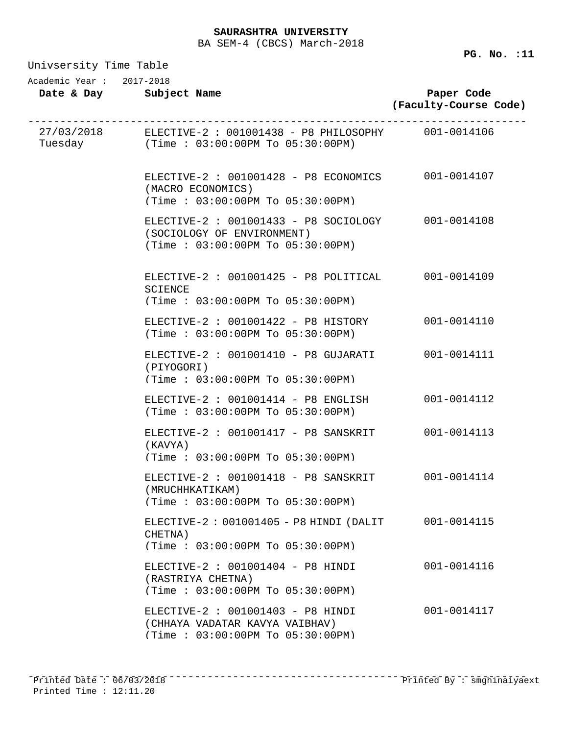**SAURASHTRA UNIVERSITY**

BA SEM-4 (CBCS) March-2018

Univsersity Time Table

Academic Year : 2017-2018

| Date & Day | Subject Name | Paper Code (Faculty-Course Code) |
|---|---|---|
| 27/03/2018 Tuesday | ELECTIVE-2 : 001001438 - P8 PHILOSOPHY (Time : 03:00:00PM To 05:30:00PM) | 001-0014106 |
| | ELECTIVE-2 : 001001428 - P8 ECONOMICS (MACRO ECONOMICS) (Time : 03:00:00PM To 05:30:00PM) | 001-0014107 |
| | ELECTIVE-2 : 001001433 - P8 SOCIOLOGY (SOCIOLOGY OF ENVIRONMENT) (Time : 03:00:00PM To 05:30:00PM) | 001-0014108 |
| | ELECTIVE-2 : 001001425 - P8 POLITICAL SCIENCE (Time : 03:00:00PM To 05:30:00PM) | 001-0014109 |
| | ELECTIVE-2 : 001001422 - P8 HISTORY (Time : 03:00:00PM To 05:30:00PM) | 001-0014110 |
| | ELECTIVE-2 : 001001410 - P8 GUJARATI (PIYOGORI) (Time : 03:00:00PM To 05:30:00PM) | 001-0014111 |
| | ELECTIVE-2 : 001001414 - P8 ENGLISH (Time : 03:00:00PM To 05:30:00PM) | 001-0014112 |
| | ELECTIVE-2 : 001001417 - P8 SANSKRIT (KAVYA) (Time : 03:00:00PM To 05:30:00PM) | 001-0014113 |
| | ELECTIVE-2 : 001001418 - P8 SANSKRIT (MRUCHHKATIKAM) (Time : 03:00:00PM To 05:30:00PM) | 001-0014114 |
| | ELECTIVE-2 : 001001405 - P8 HINDI (DALIT CHETNA) (Time : 03:00:00PM To 05:30:00PM) | 001-0014115 |
| | ELECTIVE-2 : 001001404 - P8 HINDI (RASTRIYA CHETNA) (Time : 03:00:00PM To 05:30:00PM) | 001-0014116 |
| | ELECTIVE-2 : 001001403 - P8 HINDI (CHHAYA VADATAR KAVYA VAIBHAV) (Time : 03:00:00PM To 05:30:00PM) | 001-0014117 |

Printed Date : 06/03/2018
Printed Time : 12:11.20

Printed By : smghinaiyaext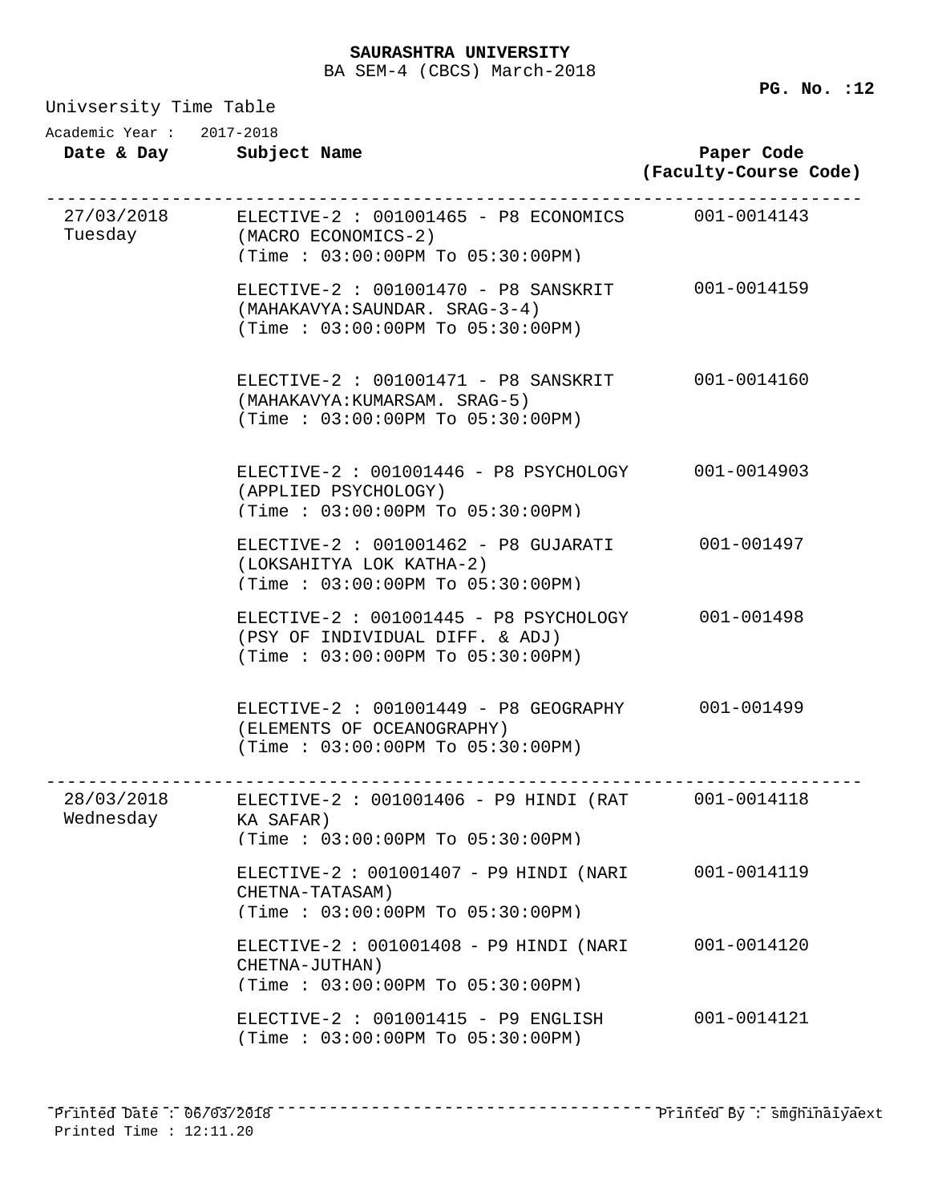**SAURASHTRA UNIVERSITY**
BA SEM-4 (CBCS) March-2018

Univsersity Time Table

Academic Year : 2017-2018

| Date & Day | Subject Name | Paper Code (Faculty-Course Code) |
|---|---|---|
| 27/03/2018 Tuesday | ELECTIVE-2 : 001001465 - P8 ECONOMICS (MACRO ECONOMICS-2) (Time : 03:00:00PM To 05:30:00PM) | 001-0014143 |
| | ELECTIVE-2 : 001001470 - P8 SANSKRIT (MAHAKAVYA:SAUNDAR. SRAG-3-4) (Time : 03:00:00PM To 05:30:00PM) | 001-0014159 |
| | ELECTIVE-2 : 001001471 - P8 SANSKRIT (MAHAKAVYA:KUMARSAM. SRAG-5) (Time : 03:00:00PM To 05:30:00PM) | 001-0014160 |
| | ELECTIVE-2 : 001001446 - P8 PSYCHOLOGY (APPLIED PSYCHOLOGY) (Time : 03:00:00PM To 05:30:00PM) | 001-0014903 |
| | ELECTIVE-2 : 001001462 - P8 GUJARATI (LOKSAHITYA LOK KATHA-2) (Time : 03:00:00PM To 05:30:00PM) | 001-001497 |
| | ELECTIVE-2 : 001001445 - P8 PSYCHOLOGY (PSY OF INDIVIDUAL DIFF. & ADJ) (Time : 03:00:00PM To 05:30:00PM) | 001-001498 |
| | ELECTIVE-2 : 001001449 - P8 GEOGRAPHY (ELEMENTS OF OCEANOGRAPHY) (Time : 03:00:00PM To 05:30:00PM) | 001-001499 |
| 28/03/2018 Wednesday | ELECTIVE-2 : 001001406 - P9 HINDI (RAT KA SAFAR) (Time : 03:00:00PM To 05:30:00PM) | 001-0014118 |
| | ELECTIVE-2 : 001001407 - P9 HINDI (NARI CHETNA-TATASAM) (Time : 03:00:00PM To 05:30:00PM) | 001-0014119 |
| | ELECTIVE-2 : 001001408 - P9 HINDI (NARI CHETNA-JUTHAN) (Time : 03:00:00PM To 05:30:00PM) | 001-0014120 |
| | ELECTIVE-2 : 001001415 - P9 ENGLISH (Time : 03:00:00PM To 05:30:00PM) | 001-0014121 |

Printed Date : 06/03/2018
Printed Time : 12:11.20
Printed By : smghinaiyaext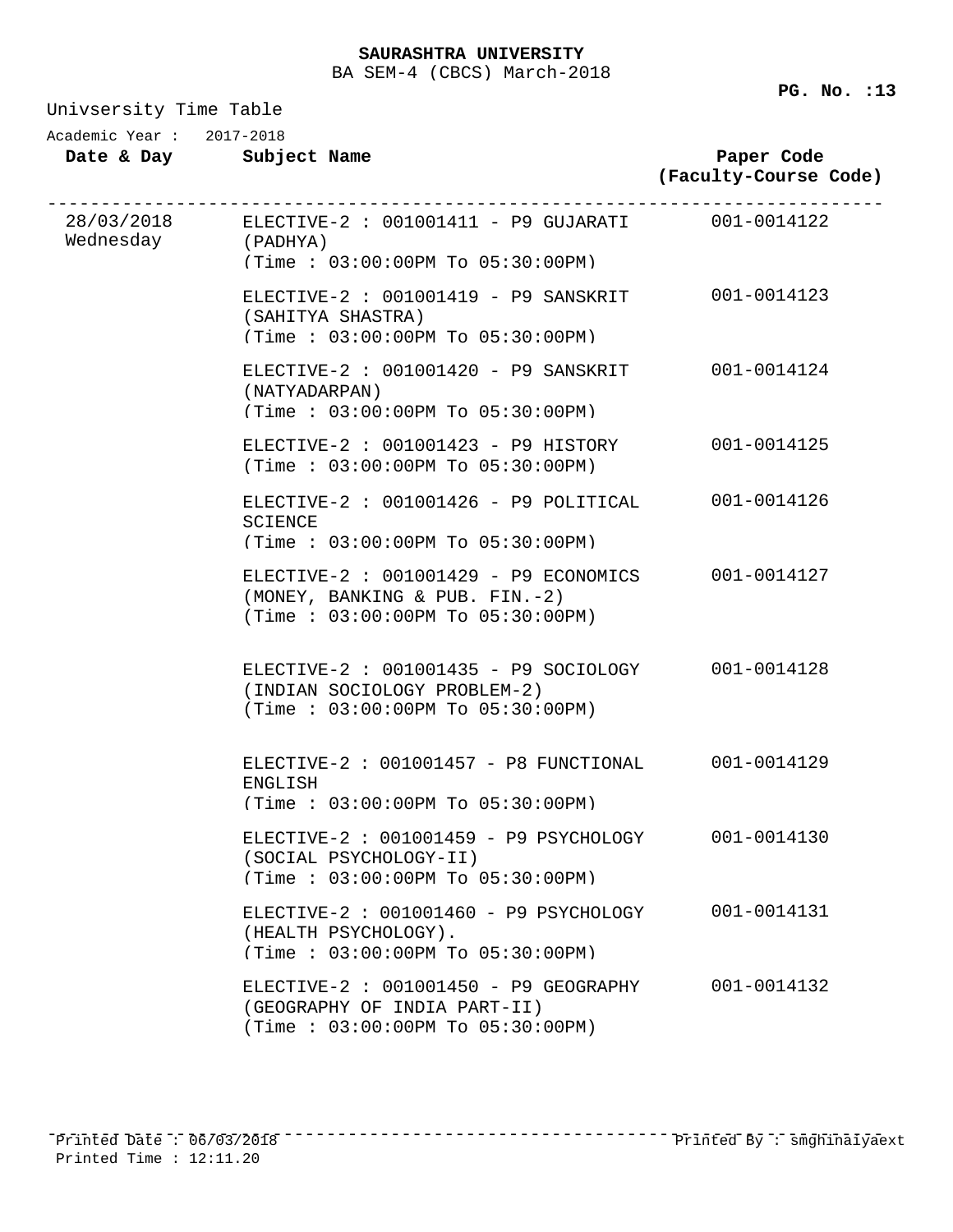**SAURASHTRA UNIVERSITY**

BA SEM-4 (CBCS) March-2018

Univsersity Time Table

Academic Year : 2017-2018

| Date & Day | Subject Name | Paper Code (Faculty-Course Code) |
|---|---|---|
| 28/03/2018 Wednesday | ELECTIVE-2 : 001001411 - P9 GUJARATI (PADHYA) (Time : 03:00:00PM To 05:30:00PM) | 001-0014122 |
| | ELECTIVE-2 : 001001419 - P9 SANSKRIT (SAHITYA SHASTRA) (Time : 03:00:00PM To 05:30:00PM) | 001-0014123 |
| | ELECTIVE-2 : 001001420 - P9 SANSKRIT (NATYADARPAN) (Time : 03:00:00PM To 05:30:00PM) | 001-0014124 |
| | ELECTIVE-2 : 001001423 - P9 HISTORY (Time : 03:00:00PM To 05:30:00PM) | 001-0014125 |
| | ELECTIVE-2 : 001001426 - P9 POLITICAL SCIENCE (Time : 03:00:00PM To 05:30:00PM) | 001-0014126 |
| | ELECTIVE-2 : 001001429 - P9 ECONOMICS (MONEY, BANKING & PUB. FIN.-2) (Time : 03:00:00PM To 05:30:00PM) | 001-0014127 |
| | ELECTIVE-2 : 001001435 - P9 SOCIOLOGY (INDIAN SOCIOLOGY PROBLEM-2) (Time : 03:00:00PM To 05:30:00PM) | 001-0014128 |
| | ELECTIVE-2 : 001001457 - P8 FUNCTIONAL ENGLISH (Time : 03:00:00PM To 05:30:00PM) | 001-0014129 |
| | ELECTIVE-2 : 001001459 - P9 PSYCHOLOGY (SOCIAL PSYCHOLOGY-II) (Time : 03:00:00PM To 05:30:00PM) | 001-0014130 |
| | ELECTIVE-2 : 001001460 - P9 PSYCHOLOGY (HEALTH PSYCHOLOGY). (Time : 03:00:00PM To 05:30:00PM) | 001-0014131 |
| | ELECTIVE-2 : 001001450 - P9 GEOGRAPHY (GEOGRAPHY OF INDIA PART-II) (Time : 03:00:00PM To 05:30:00PM) | 001-0014132 |

Printed Date : 06/03/2018
Printed Time : 12:11.20

Printed By : smghinaiyaext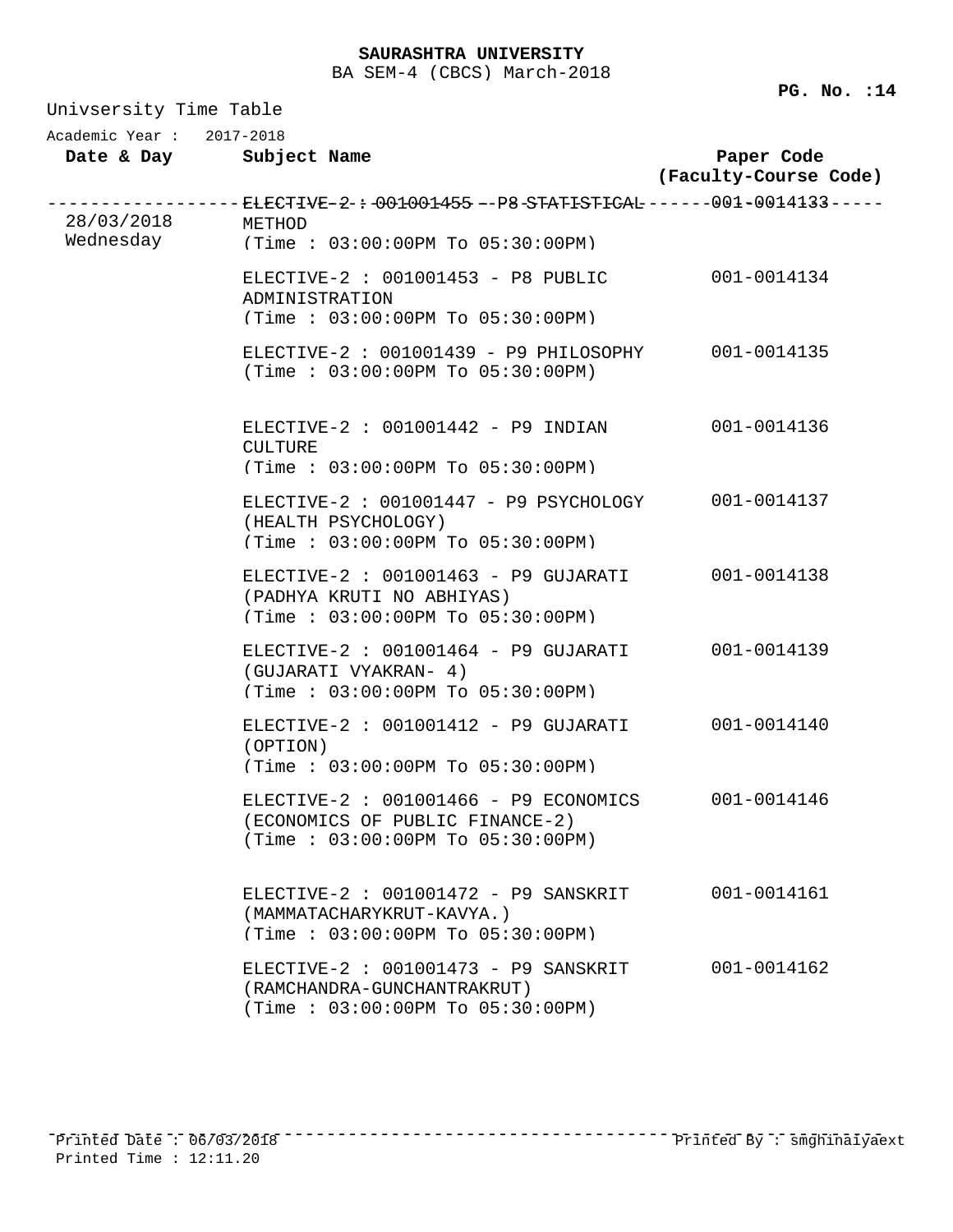**SAURASHTRA UNIVERSITY**

BA SEM-4 (CBCS) March-2018

Univsersity Time Table

Academic Year : 2017-2018

| Date & Day | Subject Name | Paper Code (Faculty-Course Code) |
|---|---|---|
| 28/03/2018 Wednesday | ELECTIVE-2 : 001001455 - P8 STATISTICAL METHOD (Time : 03:00:00PM To 05:30:00PM) | 001-0014133 |
| | ELECTIVE-2 : 001001453 - P8 PUBLIC ADMINISTRATION (Time : 03:00:00PM To 05:30:00PM) | 001-0014134 |
| | ELECTIVE-2 : 001001439 - P9 PHILOSOPHY (Time : 03:00:00PM To 05:30:00PM) | 001-0014135 |
| | ELECTIVE-2 : 001001442 - P9 INDIAN CULTURE (Time : 03:00:00PM To 05:30:00PM) | 001-0014136 |
| | ELECTIVE-2 : 001001447 - P9 PSYCHOLOGY (HEALTH PSYCHOLOGY) (Time : 03:00:00PM To 05:30:00PM) | 001-0014137 |
| | ELECTIVE-2 : 001001463 - P9 GUJARATI (PADHYA KRUTI NO ABHIYAS) (Time : 03:00:00PM To 05:30:00PM) | 001-0014138 |
| | ELECTIVE-2 : 001001464 - P9 GUJARATI (GUJARATI VYAKRAN- 4) (Time : 03:00:00PM To 05:30:00PM) | 001-0014139 |
| | ELECTIVE-2 : 001001412 - P9 GUJARATI (OPTION) (Time : 03:00:00PM To 05:30:00PM) | 001-0014140 |
| | ELECTIVE-2 : 001001466 - P9 ECONOMICS (ECONOMICS OF PUBLIC FINANCE-2) (Time : 03:00:00PM To 05:30:00PM) | 001-0014146 |
| | ELECTIVE-2 : 001001472 - P9 SANSKRIT (MAMMATACHARYKRUT-KAVYA.) (Time : 03:00:00PM To 05:30:00PM) | 001-0014161 |
| | ELECTIVE-2 : 001001473 - P9 SANSKRIT (RAMCHANDRA-GUNCHANTRAKRUT) (Time : 03:00:00PM To 05:30:00PM) | 001-0014162 |

Printed Date : 06/03/2018
Printed Time : 12:11.20

Printed By : smghinaiyaext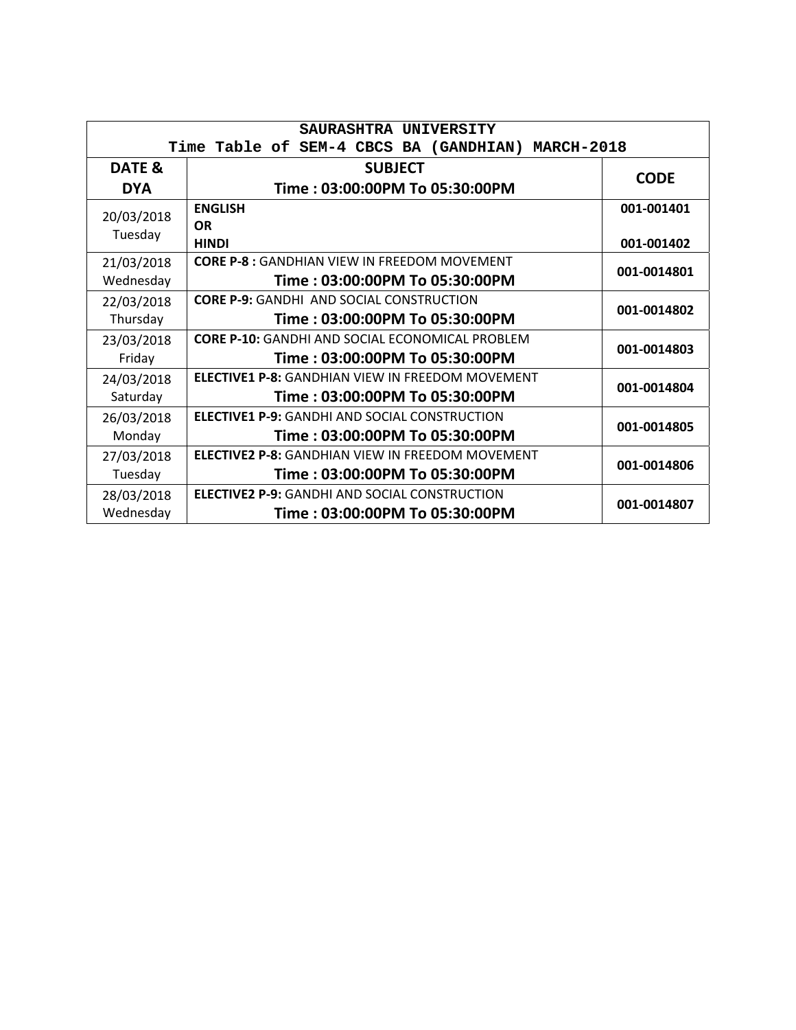| SAURASHTRA UNIVERSITY<br>Time Table of SEM-4 CBCS BA (GANDHIAN) MARCH-2018 | | |
|---|---|---|
| **DATE & DYA** | **SUBJECT**<br>**Time : 03:00:00PM To 05:30:00PM** | **CODE** |
| 20/03/2018<br>Tuesday | **ENGLISH**<br>**OR**<br>**HINDI** | **001-001401**<br><br>**001-001402** |
| 21/03/2018<br>Wednesday | **CORE P-8 :** GANDHIAN VIEW IN FREEDOM MOVEMENT<br>**Time : 03:00:00PM To 05:30:00PM** | **001-0014801** |
| 22/03/2018<br>Thursday | **CORE P-9:** GANDHI AND SOCIAL CONSTRUCTION<br>**Time : 03:00:00PM To 05:30:00PM** | **001-0014802** |
| 23/03/2018<br>Friday | **CORE P-10:** GANDHI AND SOCIAL ECONOMICAL PROBLEM<br>**Time : 03:00:00PM To 05:30:00PM** | **001-0014803** |
| 24/03/2018<br>Saturday | **ELECTIVE1 P-8:** GANDHIAN VIEW IN FREEDOM MOVEMENT<br>**Time : 03:00:00PM To 05:30:00PM** | **001-0014804** |
| 26/03/2018<br>Monday | **ELECTIVE1 P-9:** GANDHI AND SOCIAL CONSTRUCTION<br>**Time : 03:00:00PM To 05:30:00PM** | **001-0014805** |
| 27/03/2018<br>Tuesday | **ELECTIVE2 P-8:** GANDHIAN VIEW IN FREEDOM MOVEMENT<br>**Time : 03:00:00PM To 05:30:00PM** | **001-0014806** |
| 28/03/2018<br>Wednesday | **ELECTIVE2 P-9:** GANDHI AND SOCIAL CONSTRUCTION<br>**Time : 03:00:00PM To 05:30:00PM** | **001-0014807** |